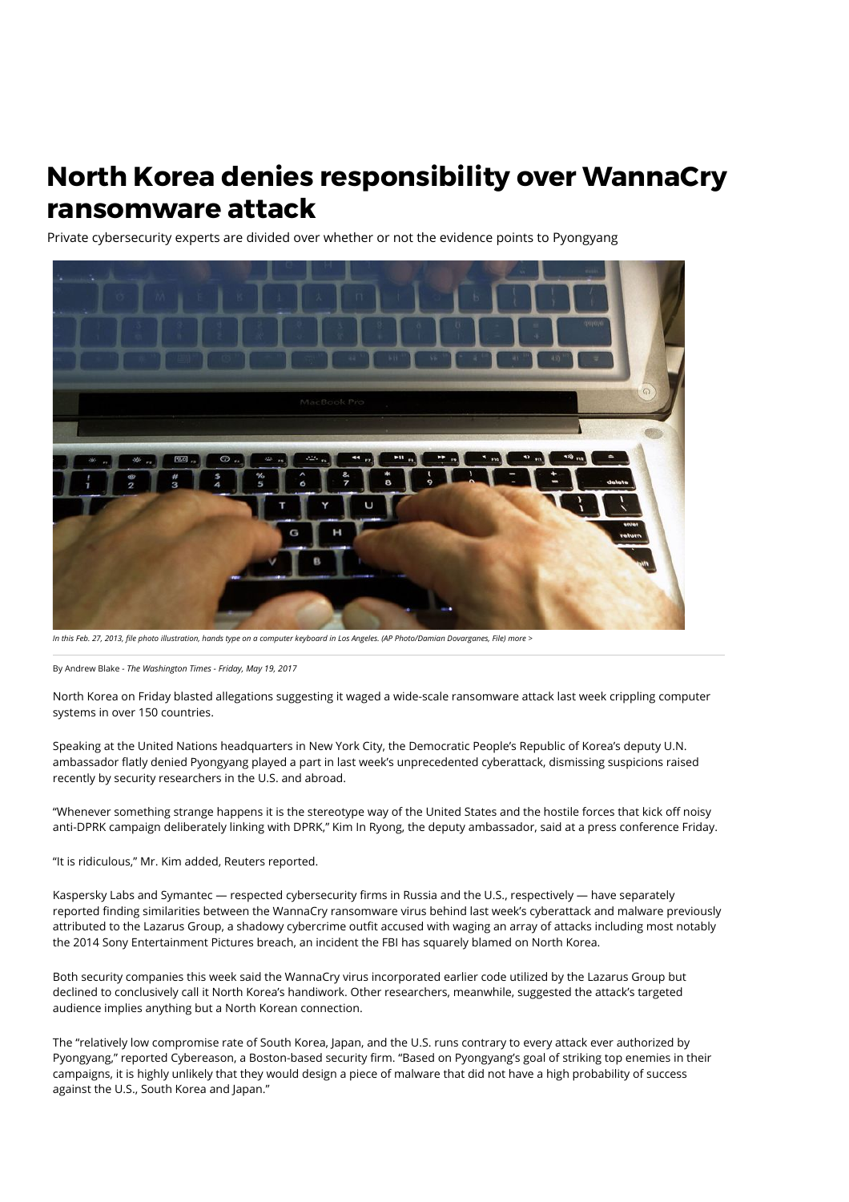# North Korea denies responsibility over WannaCry ransomware attack

Private cybersecurity experts are divided over whether or not the evidence points to Pyongyang

*In this Feb. 27, 2013, file photo illustration, hands type on a computer keyboard in Los Angeles. (AP Photo/Damian Dovarganes, File) more >*

By Andrew Blake - *The Washington Times - Friday, May 19, 2017*

North Korea on Friday blasted allegations suggesting it waged a wide-scale ransomware attack last week crippling computer systems in over 150 countries.

Speaking at the United Nations headquarters in New York City, the Democratic People's Republic of Korea's deputy U.N. ambassador flatly denied Pyongyang played a part in last week's unprecedented cyberattack, dismissing suspicions raised recently by security researchers in the U.S. and abroad.

"Whenever something strange happens it is the stereotype way of the United States and the hostile forces that kick off noisy anti-DPRK campaign deliberately linking with DPRK," Kim In Ryong, the deputy ambassador, said at a press conference Friday.

"It is ridiculous," Mr. Kim added, Reuters reported.

Kaspersky Labs and Symantec — respected cybersecurity firms in Russia and the U.S., respectively — have separately reported finding similarities between the WannaCry ransomware virus behind last week's cyberattack and malware previously attributed to the Lazarus Group, a shadowy cybercrime outfit accused with waging an array of attacks including most notably the 2014 Sony Entertainment Pictures breach, an incident the FBI has squarely blamed on North Korea.

Both security companies this week said the WannaCry virus incorporated earlier code utilized by the Lazarus Group but declined to conclusively call it North Korea's handiwork. Other researchers, meanwhile, suggested the attack's targeted audience implies anything but a North Korean connection.

The "relatively low compromise rate of South Korea, Japan, and the U.S. runs contrary to every attack ever authorized by Pyongyang," reported Cybereason, a Boston-based security firm. "Based on Pyongyang's goal of striking top enemies in their campaigns, it is highly unlikely that they would design a piece of malware that did not have a high probability of success against the U.S., South Korea and Japan."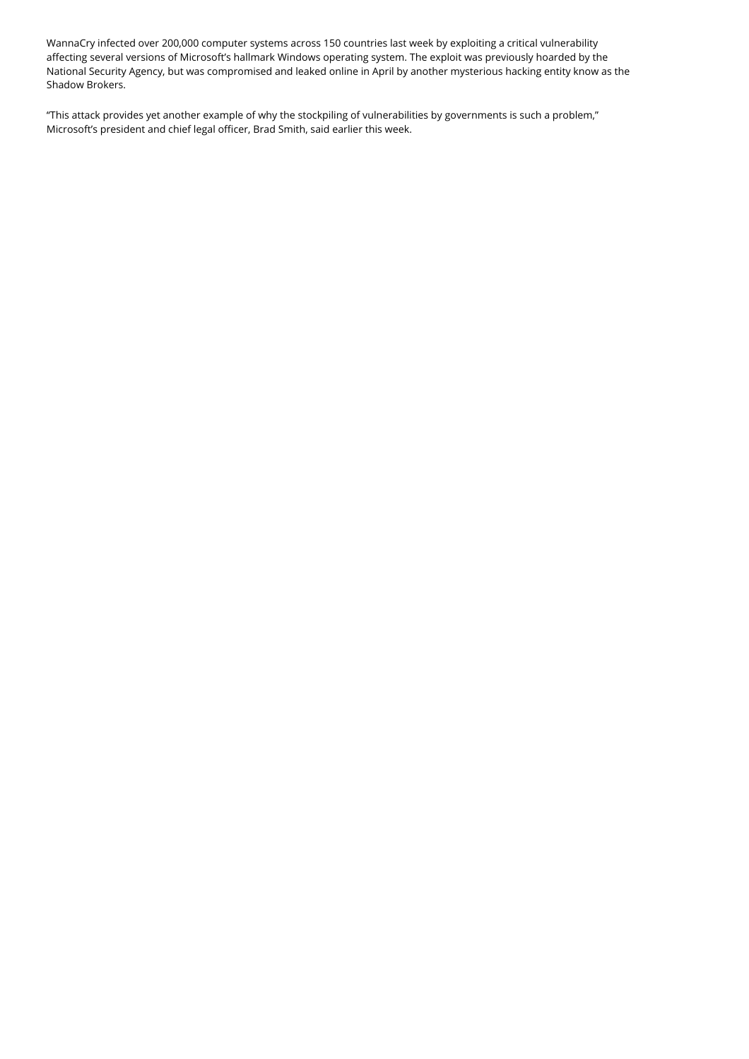WannaCry infected over 200,000 computer systems across 150 countries last week by exploiting a critical vulnerability affecting several versions of Microsoft's hallmark Windows operating system. The exploit was previously hoarded by the National Security Agency, but was compromised and leaked online in April by another mysterious hacking entity know as the Shadow Brokers.

"This attack provides yet another example of why the stockpiling of vulnerabilities by governments is such a problem," Microsoft's president and chief legal officer, Brad Smith, said earlier this week.